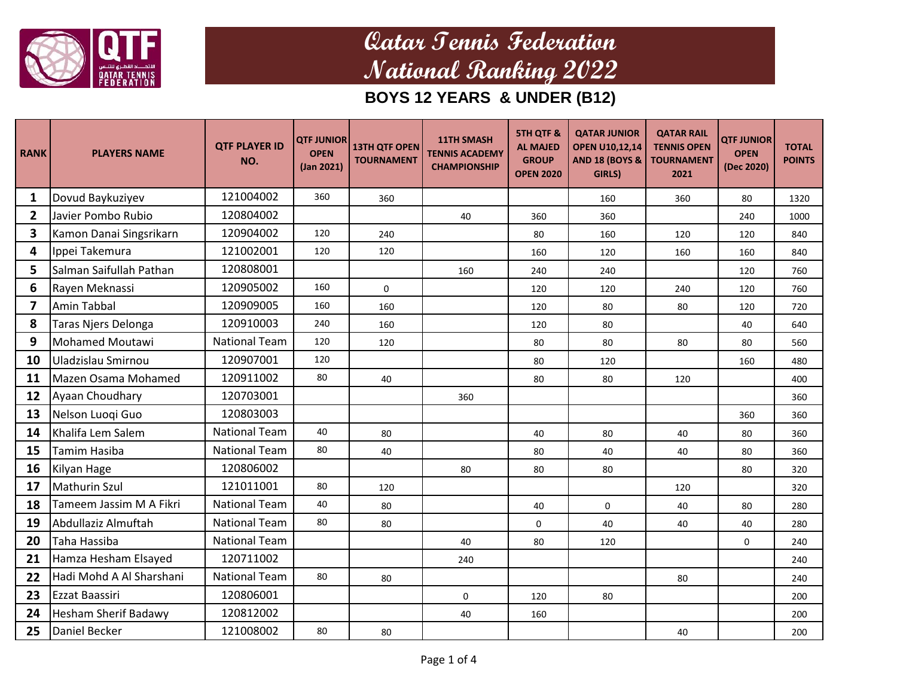# Qatar Tennis Federation
# National Ranking 2022

## BOYS 12 YEARS & UNDER (B12)

| RANK | PLAYERS NAME | QTF PLAYER ID NO. | QTF JUNIOR OPEN (Jan 2021) | 13TH QTF OPEN TOURNAMENT | 11TH SMASH TENNIS ACADEMY CHAMPIONSHIP | 5TH QTF & AL MAJED GROUP OPEN 2020 | QATAR JUNIOR OPEN U10,12,14 AND 18 (BOYS & GIRLS) | QATAR RAIL TENNIS OPEN TOURNAMENT 2021 | QTF JUNIOR OPEN (Dec 2020) | TOTAL POINTS |
|---|---|---|---|---|---|---|---|---|---|---|
| 1 | Dovud Baykuziyev | 121004002 | 360 | 360 | | | 160 | 360 | 80 | 1320 |
| 2 | Javier Pombo Rubio | 120804002 | | | 40 | 360 | 360 | | 240 | 1000 |
| 3 | Kamon Danai Singsrikarn | 120904002 | 120 | 240 | | 80 | 160 | 120 | 120 | 840 |
| 4 | Ippei Takemura | 121002001 | 120 | 120 | | 160 | 120 | 160 | 160 | 840 |
| 5 | Salman Saifullah Pathan | 120808001 | | | 160 | 240 | 240 | | 120 | 760 |
| 6 | Rayen Meknassi | 120905002 | 160 | 0 | | 120 | 120 | 240 | 120 | 760 |
| 7 | Amin Tabbal | 120909005 | 160 | 160 | | 120 | 80 | 80 | 120 | 720 |
| 8 | Taras Njers Delonga | 120910003 | 240 | 160 | | 120 | 80 | | 40 | 640 |
| 9 | Mohamed Moutawi | National Team | 120 | 120 | | 80 | 80 | 80 | 80 | 560 |
| 10 | Uladzislau Smirnou | 120907001 | 120 | | | 80 | 120 | | 160 | 480 |
| 11 | Mazen Osama Mohamed | 120911002 | 80 | 40 | | 80 | 80 | 120 | | 400 |
| 12 | Ayaan Choudhary | 120703001 | | | 360 | | | | | 360 |
| 13 | Nelson Luoqi Guo | 120803003 | | | | | | | 360 | 360 |
| 14 | Khalifa Lem Salem | National Team | 40 | 80 | | 40 | 80 | 40 | 80 | 360 |
| 15 | Tamim Hasiba | National Team | 80 | 40 | | 80 | 40 | 40 | 80 | 360 |
| 16 | Kilyan Hage | 120806002 | | | 80 | 80 | 80 | | 80 | 320 |
| 17 | Mathurin Szul | 121011001 | 80 | 120 | | | | 120 | | 320 |
| 18 | Tameem Jassim M A Fikri | National Team | 40 | 80 | | 40 | 0 | 40 | 80 | 280 |
| 19 | Abdullaziz Almuftah | National Team | 80 | 80 | | 0 | 40 | 40 | 40 | 280 |
| 20 | Taha Hassiba | National Team | | | 40 | 80 | 120 | | 0 | 240 |
| 21 | Hamza Hesham Elsayed | 120711002 | | | 240 | | | | | 240 |
| 22 | Hadi Mohd A Al Sharshani | National Team | 80 | 80 | | | | 80 | | 240 |
| 23 | Ezzat Baassiri | 120806001 | | | 0 | 120 | 80 | | | 200 |
| 24 | Hesham Sherif Badawy | 120812002 | | | 40 | 160 | | | | 200 |
| 25 | Daniel Becker | 121008002 | 80 | 80 | | | | 40 | | 200 |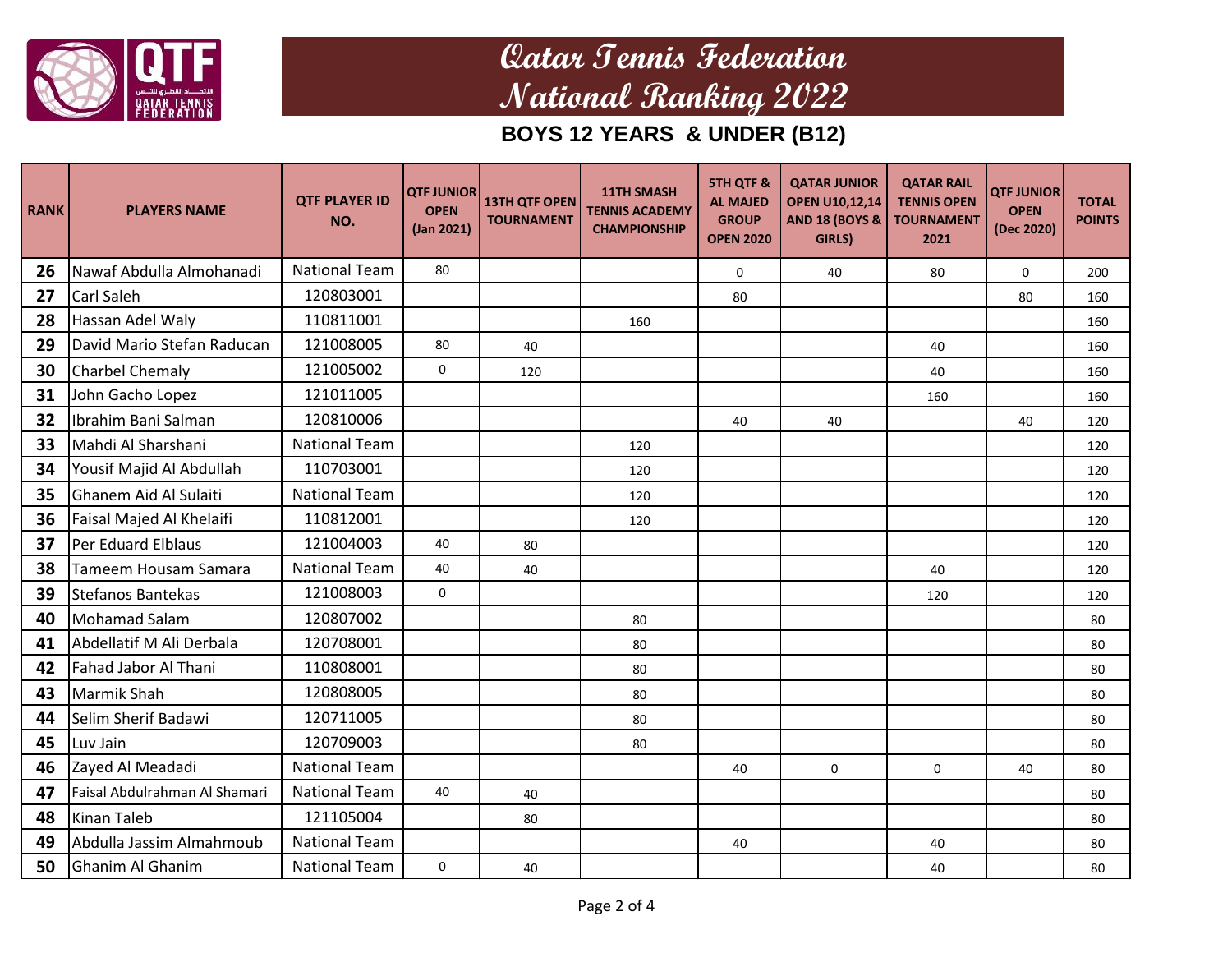# Qatar Tennis Federation
# National Ranking 2022

## BOYS 12 YEARS & UNDER (B12)

| RANK | PLAYERS NAME | QTF PLAYER ID NO. | QTF JUNIOR OPEN (Jan 2021) | 13TH QTF OPEN TOURNAMENT | 11TH SMASH TENNIS ACADEMY CHAMPIONSHIP | 5TH QTF & AL MAJED GROUP OPEN 2020 | QATAR JUNIOR OPEN U10,12,14 AND 18 (BOYS & GIRLS) | QATAR RAIL TENNIS OPEN TOURNAMENT 2021 | QTF JUNIOR OPEN (Dec 2020) | TOTAL POINTS |
|---|---|---|---|---|---|---|---|---|---|---|
| 26 | Nawaf Abdulla Almohanadi | National Team | 80 | | | 0 | 40 | 80 | 0 | 200 |
| 27 | Carl Saleh | 120803001 | | | | 80 | | | 80 | 160 |
| 28 | Hassan Adel Waly | 110811001 | | | 160 | | | | | 160 |
| 29 | David Mario Stefan Raducan | 121008005 | 80 | 40 | | | | 40 | | 160 |
| 30 | Charbel Chemaly | 121005002 | 0 | 120 | | | | 40 | | 160 |
| 31 | John Gacho Lopez | 121011005 | | | | | | 160 | | 160 |
| 32 | Ibrahim Bani Salman | 120810006 | | | | 40 | 40 | | 40 | 120 |
| 33 | Mahdi Al Sharshani | National Team | | | 120 | | | | | 120 |
| 34 | Yousif Majid Al Abdullah | 110703001 | | | 120 | | | | | 120 |
| 35 | Ghanem Aid Al Sulaiti | National Team | | | 120 | | | | | 120 |
| 36 | Faisal Majed Al Khelaifi | 110812001 | | | 120 | | | | | 120 |
| 37 | Per Eduard Elblaus | 121004003 | 40 | 80 | | | | | | 120 |
| 38 | Tameem Housam Samara | National Team | 40 | 40 | | | | 40 | | 120 |
| 39 | Stefanos Bantekas | 121008003 | 0 | | | | | 120 | | 120 |
| 40 | Mohamad Salam | 120807002 | | | 80 | | | | | 80 |
| 41 | Abdellatif M Ali Derbala | 120708001 | | | 80 | | | | | 80 |
| 42 | Fahad Jabor Al Thani | 110808001 | | | 80 | | | | | 80 |
| 43 | Marmik Shah | 120808005 | | | 80 | | | | | 80 |
| 44 | Selim Sherif Badawi | 120711005 | | | 80 | | | | | 80 |
| 45 | Luv Jain | 120709003 | | | 80 | | | | | 80 |
| 46 | Zayed Al Meadadi | National Team | | | | 40 | 0 | 0 | 40 | 80 |
| 47 | Faisal Abdulrahman Al Shamari | National Team | 40 | 40 | | | | | | 80 |
| 48 | Kinan Taleb | 121105004 | | 80 | | | | | | 80 |
| 49 | Abdulla Jassim Almahmoub | National Team | | | | 40 | | 40 | | 80 |
| 50 | Ghanim Al Ghanim | National Team | 0 | 40 | | | | 40 | | 80 |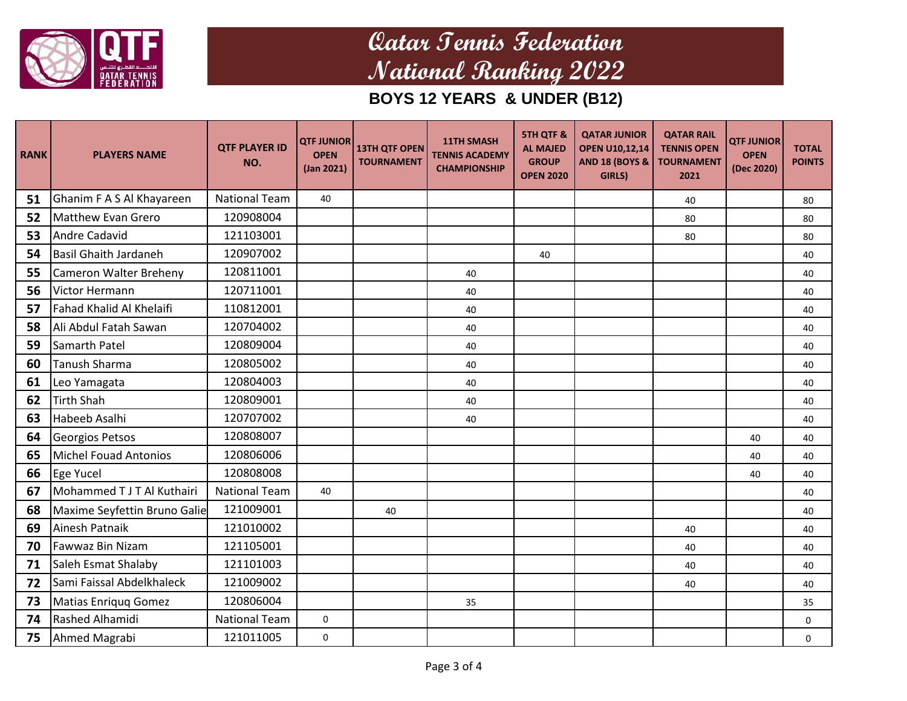# Qatar Tennis Federation
# National Ranking 2022

## BOYS 12 YEARS & UNDER (B12)

| RANK | PLAYERS NAME | QTF PLAYER ID NO. | QTF JUNIOR OPEN (Jan 2021) | 13TH QTF OPEN TOURNAMENT | 11TH SMASH TENNIS ACADEMY CHAMPIONSHIP | 5TH QTF & AL MAJED GROUP OPEN 2020 | QATAR JUNIOR OPEN U10,12,14 AND 18 (BOYS & GIRLS) | QATAR RAIL TENNIS OPEN TOURNAMENT 2021 | QTF JUNIOR OPEN (Dec 2020) | TOTAL POINTS |
|---|---|---|---|---|---|---|---|---|---|---|
| 51 | Ghanim F A S Al Khayareen | National Team | 40 | | | | | 40 | | 80 |
| 52 | Matthew Evan Grero | 120908004 | | | | | | 80 | | 80 |
| 53 | Andre Cadavid | 121103001 | | | | | | 80 | | 80 |
| 54 | Basil Ghaith Jardaneh | 120907002 | | | | 40 | | | | 40 |
| 55 | Cameron Walter Breheny | 120811001 | | | 40 | | | | | 40 |
| 56 | Victor Hermann | 120711001 | | | 40 | | | | | 40 |
| 57 | Fahad Khalid Al Khelaifi | 110812001 | | | 40 | | | | | 40 |
| 58 | Ali Abdul Fatah Sawan | 120704002 | | | 40 | | | | | 40 |
| 59 | Samarth Patel | 120809004 | | | 40 | | | | | 40 |
| 60 | Tanush Sharma | 120805002 | | | 40 | | | | | 40 |
| 61 | Leo Yamagata | 120804003 | | | 40 | | | | | 40 |
| 62 | Tirth Shah | 120809001 | | | 40 | | | | | 40 |
| 63 | Habeeb Asalhi | 120707002 | | | 40 | | | | | 40 |
| 64 | Georgios Petsos | 120808007 | | | | | | | 40 | 40 |
| 65 | Michel Fouad Antonios | 120806006 | | | | | | | 40 | 40 |
| 66 | Ege Yucel | 120808008 | | | | | | | 40 | 40 |
| 67 | Mohammed T J T Al Kuthairi | National Team | 40 | | | | | | | 40 |
| 68 | Maxime Seyfettin Bruno Galie | 121009001 | | 40 | | | | | | 40 |
| 69 | Ainesh Patnaik | 121010002 | | | | | | 40 | | 40 |
| 70 | Fawwaz Bin Nizam | 121105001 | | | | | | 40 | | 40 |
| 71 | Saleh Esmat Shalaby | 121101003 | | | | | | 40 | | 40 |
| 72 | Sami Faissal Abdelkhaleck | 121009002 | | | | | | 40 | | 40 |
| 73 | Matias Enriquq Gomez | 120806004 | | | 35 | | | | | 35 |
| 74 | Rashed Alhamidi | National Team | 0 | | | | | | | 0 |
| 75 | Ahmed Magrabi | 121011005 | 0 | | | | | | | 0 |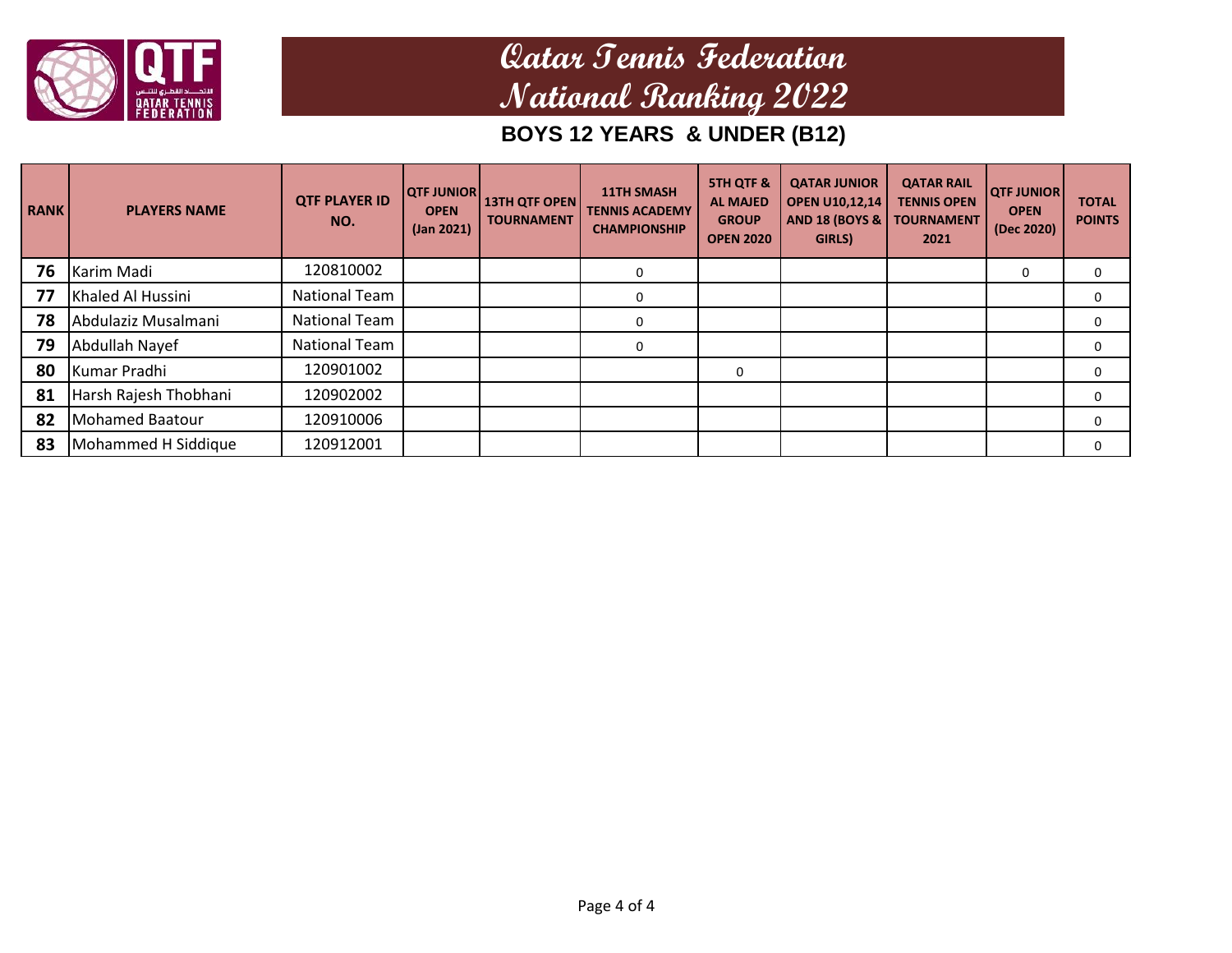# Qatar Tennis Federation
# National Ranking 2022

## BOYS 12 YEARS & UNDER (B12)

| RANK | PLAYERS NAME | QTF PLAYER ID NO. | QTF JUNIOR OPEN (Jan 2021) | 13TH QTF OPEN TOURNAMENT | 11TH SMASH TENNIS ACADEMY CHAMPIONSHIP | 5TH QTF & AL MAJED GROUP OPEN 2020 | QATAR JUNIOR OPEN U10,12,14 AND 18 (BOYS & GIRLS) | QATAR RAIL TENNIS OPEN TOURNAMENT 2021 | QTF JUNIOR OPEN (Dec 2020) | TOTAL POINTS |
|---|---|---|---|---|---|---|---|---|---|---|
| 76 | Karim Madi | 120810002 | | | 0 | | | | 0 | 0 |
| 77 | Khaled Al Hussini | National Team | | | 0 | | | | | 0 |
| 78 | Abdulaziz Musalmani | National Team | | | 0 | | | | | 0 |
| 79 | Abdullah Nayef | National Team | | | 0 | | | | | 0 |
| 80 | Kumar Pradhi | 120901002 | | | | 0 | | | | 0 |
| 81 | Harsh Rajesh Thobhani | 120902002 | | | | | | | | 0 |
| 82 | Mohamed Baatour | 120910006 | | | | | | | | 0 |
| 83 | Mohammed H Siddique | 120912001 | | | | | | | | 0 |